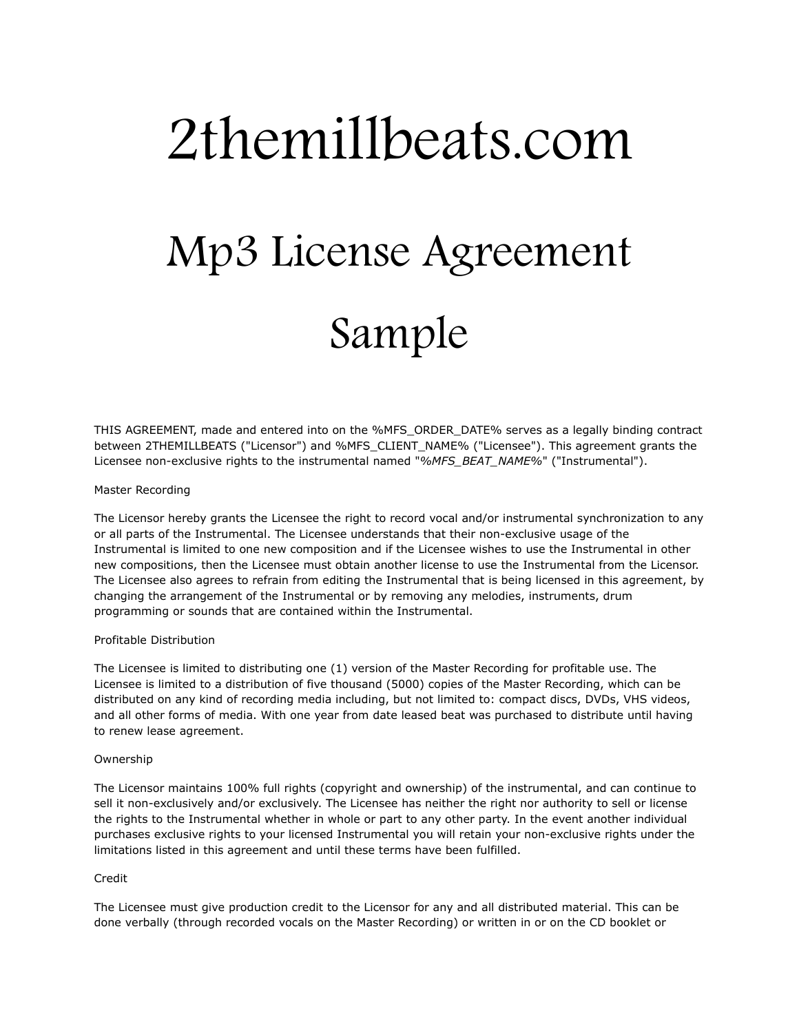# 2themillbeats.com

# Mp3 License Agreement Sample

THIS AGREEMENT, made and entered into on the %MFS_ORDER_DATE% serves as a legally binding contract between 2THEMILLBEATS ("Licensor") and %MFS_CLIENT_NAME% ("Licensee"). This agreement grants the Licensee non-exclusive rights to the instrumental named "*%MFS_BEAT_NAME%*" ("Instrumental").

Master Recording

The Licensor hereby grants the Licensee the right to record vocal and/or instrumental synchronization to any or all parts of the Instrumental. The Licensee understands that their non-exclusive usage of the Instrumental is limited to one new composition and if the Licensee wishes to use the Instrumental in other new compositions, then the Licensee must obtain another license to use the Instrumental from the Licensor. The Licensee also agrees to refrain from editing the Instrumental that is being licensed in this agreement, by changing the arrangement of the Instrumental or by removing any melodies, instruments, drum programming or sounds that are contained within the Instrumental.

Profitable Distribution

The Licensee is limited to distributing one (1) version of the Master Recording for profitable use. The Licensee is limited to a distribution of five thousand (5000) copies of the Master Recording, which can be distributed on any kind of recording media including, but not limited to: compact discs, DVDs, VHS videos, and all other forms of media. With one year from date leased beat was purchased to distribute until having to renew lease agreement.

Ownership

The Licensor maintains 100% full rights (copyright and ownership) of the instrumental, and can continue to sell it non-exclusively and/or exclusively. The Licensee has neither the right nor authority to sell or license the rights to the Instrumental whether in whole or part to any other party. In the event another individual purchases exclusive rights to your licensed Instrumental you will retain your non-exclusive rights under the limitations listed in this agreement and until these terms have been fulfilled.

Credit

The Licensee must give production credit to the Licensor for any and all distributed material. This can be done verbally (through recorded vocals on the Master Recording) or written in or on the CD booklet or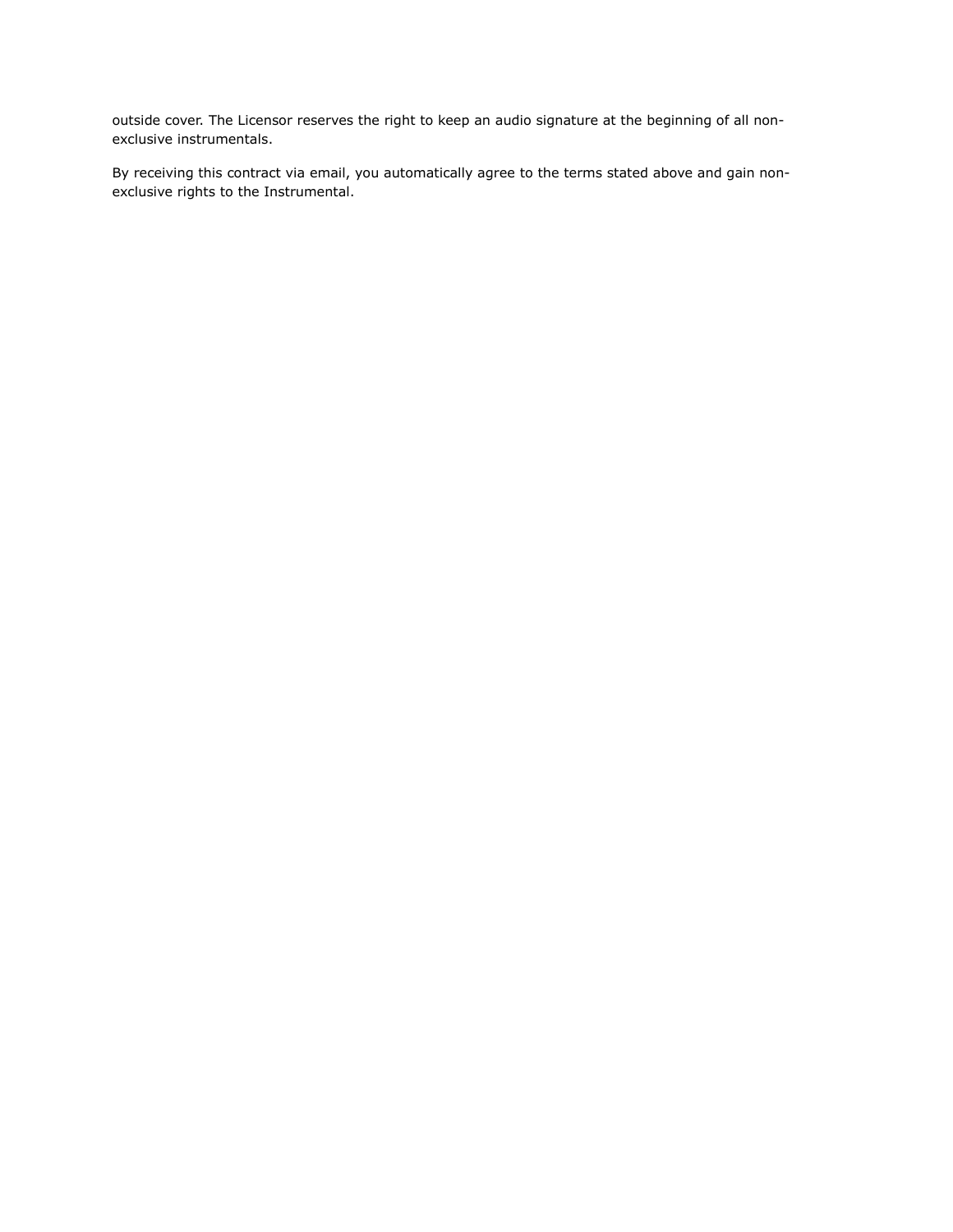outside cover. The Licensor reserves the right to keep an audio signature at the beginning of all non-exclusive instrumentals.

By receiving this contract via email, you automatically agree to the terms stated above and gain non-exclusive rights to the Instrumental.